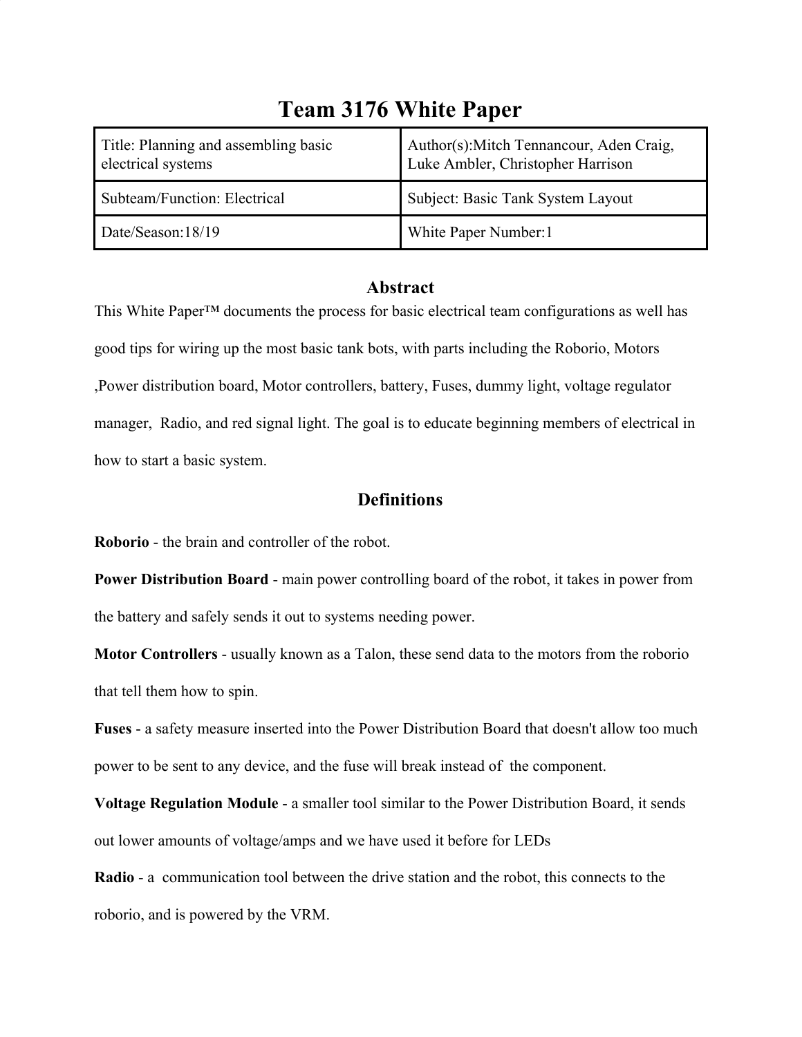# Team 3176 White Paper

| Title: Planning and assembling basic electrical systems | Author(s):Mitch Tennancour, Aden Craig, Luke Ambler, Christopher Harrison |
|---|---|
| Subteam/Function: Electrical | Subject: Basic Tank System Layout |
| Date/Season:18/19 | White Paper Number:1 |

## Abstract

This White Paper™ documents the process for basic electrical team configurations as well has good tips for wiring up the most basic tank bots, with parts including the Roborio, Motors ,Power distribution board, Motor controllers, battery, Fuses, dummy light, voltage regulator manager, Radio, and red signal light. The goal is to educate beginning members of electrical in how to start a basic system.

## Definitions

**Roborio** - the brain and controller of the robot.

**Power Distribution Board** - main power controlling board of the robot, it takes in power from the battery and safely sends it out to systems needing power.

**Motor Controllers** - usually known as a Talon, these send data to the motors from the roborio that tell them how to spin.

**Fuses** - a safety measure inserted into the Power Distribution Board that doesn't allow too much power to be sent to any device, and the fuse will break instead of the component.

**Voltage Regulation Module** - a smaller tool similar to the Power Distribution Board, it sends out lower amounts of voltage/amps and we have used it before for LEDs

**Radio** - a communication tool between the drive station and the robot, this connects to the roborio, and is powered by the VRM.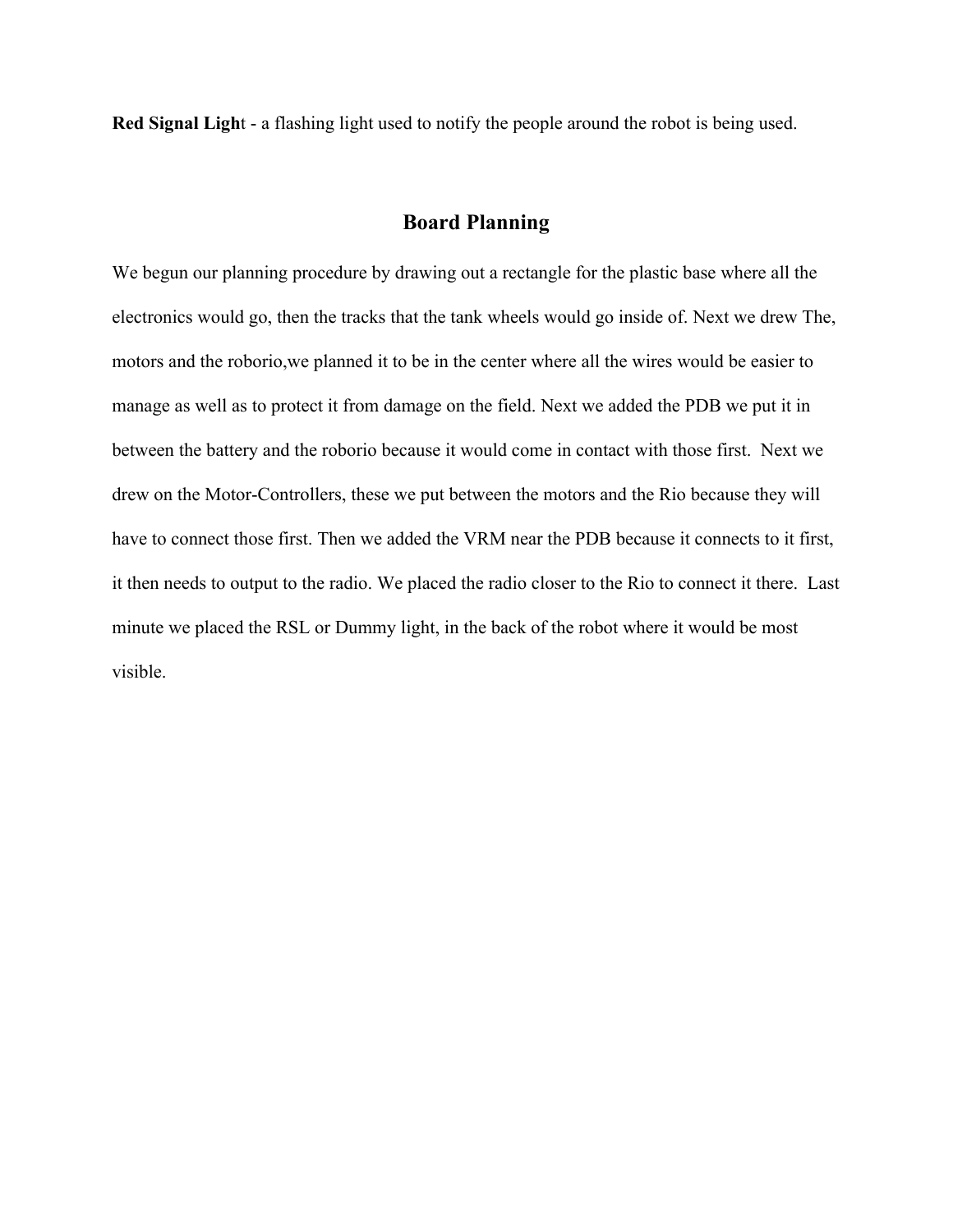**Red Signal Ligh**t - a flashing light used to notify the people around the robot is being used.

## Board Planning

We begun our planning procedure by drawing out a rectangle for the plastic base where all the electronics would go, then the tracks that the tank wheels would go inside of. Next we drew The, motors and the roborio,we planned it to be in the center where all the wires would be easier to manage as well as to protect it from damage on the field. Next we added the PDB we put it in between the battery and the roborio because it would come in contact with those first. Next we drew on the Motor-Controllers, these we put between the motors and the Rio because they will have to connect those first. Then we added the VRM near the PDB because it connects to it first, it then needs to output to the radio. We placed the radio closer to the Rio to connect it there. Last minute we placed the RSL or Dummy light, in the back of the robot where it would be most visible.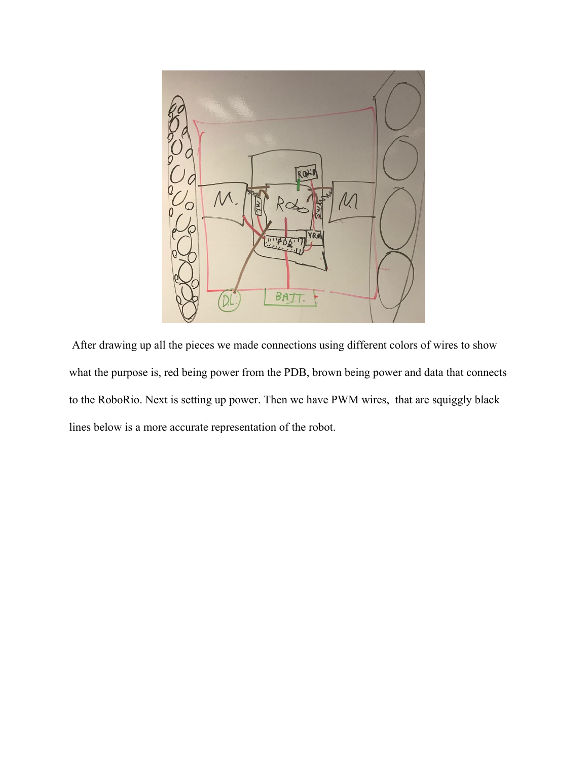After drawing up all the pieces we made connections using different colors of wires to show what the purpose is, red being power from the PDB, brown being power and data that connects to the RoboRio. Next is setting up power. Then we have PWM wires, that are squiggly black lines below is a more accurate representation of the robot.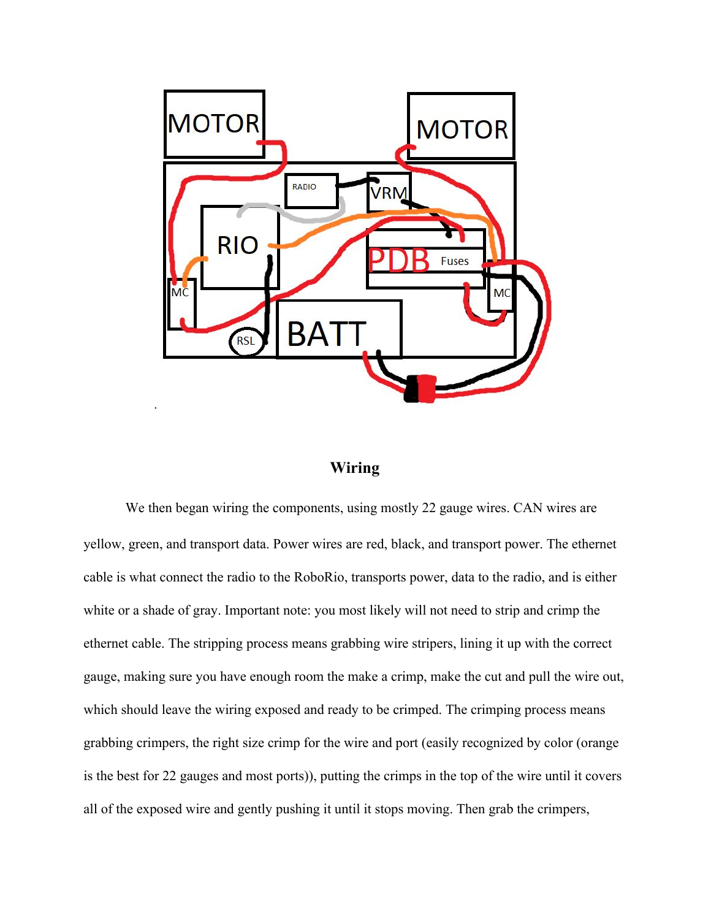## Wiring

We then began wiring the components, using mostly 22 gauge wires. CAN wires are yellow, green, and transport data. Power wires are red, black, and transport power. The ethernet cable is what connect the radio to the RoboRio, transports power, data to the radio, and is either white or a shade of gray. Important note: you most likely will not need to strip and crimp the ethernet cable. The stripping process means grabbing wire stripers, lining it up with the correct gauge, making sure you have enough room the make a crimp, make the cut and pull the wire out, which should leave the wiring exposed and ready to be crimped. The crimping process means grabbing crimpers, the right size crimp for the wire and port (easily recognized by color (orange is the best for 22 gauges and most ports)), putting the crimps in the top of the wire until it covers all of the exposed wire and gently pushing it until it stops moving. Then grab the crimpers,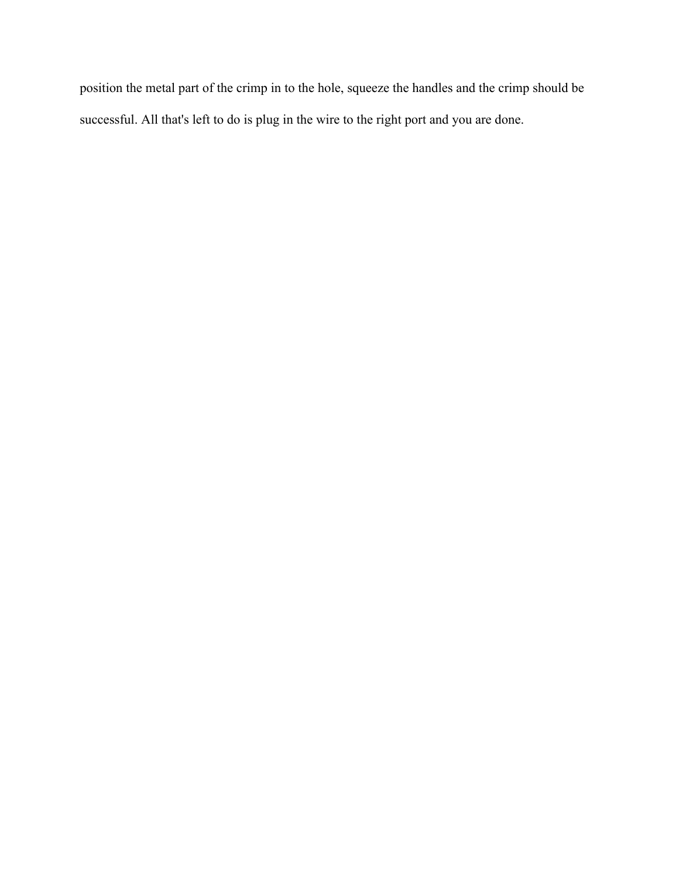position the metal part of the crimp in to the hole, squeeze the handles and the crimp should be successful. All that's left to do is plug in the wire to the right port and you are done.